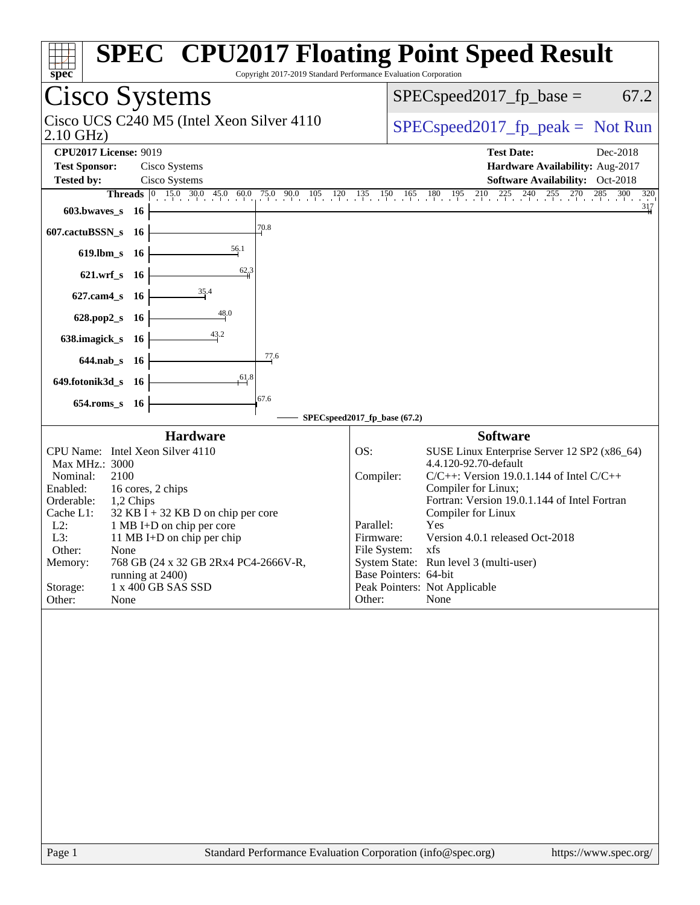# SPEC CPU2017 Floating Point Speed Result

Copyright 2017-2019 Standard Performance Evaluation Corporation

## Cisco Systems

Cisco UCS C240 M5 (Intel Xeon Silver 4110 2.10 GHz)

SPECspeed2017_fp_base = 67.2

SPECspeed2017_fp_peak = Not Run

| | | | |
|---|---|---|---|
| **CPU2017 License:** | 9019 | **Test Date:** | Dec-2018 |
| **Test Sponsor:** | Cisco Systems | **Hardware Availability:** | Aug-2017 |
| **Tested by:** | Cisco Systems | **Software Availability:** | Oct-2018 |

| Benchmark | Threads | Base |
|---|---|---|
| 603.bwaves_s | 16 | 317 |
| 607.cactuBSSN_s | 16 | 70.8 |
| 619.lbm_s | 16 | 56.1 |
| 621.wrf_s | 16 | 62.3 |
| 627.cam4_s | 16 | 35.4 |
| 628.pop2_s | 16 | 48.0 |
| 638.imagick_s | 16 | 43.2 |
| 644.nab_s | 16 | 77.6 |
| 649.fotonik3d_s | 16 | 61.8 |
| 654.roms_s | 16 | 67.6 |

SPECspeed2017_fp_base (67.2)

### Hardware

| | |
|---|---|
| CPU Name: | Intel Xeon Silver 4110 |
| Max MHz.: | 3000 |
| Nominal: | 2100 |
| Enabled: | 16 cores, 2 chips |
| Orderable: | 1,2 Chips |
| Cache L1: | 32 KB I + 32 KB D on chip per core |
| L2: | 1 MB I+D on chip per core |
| L3: | 11 MB I+D on chip per chip |
| Other: | None |
| Memory: | 768 GB (24 x 32 GB 2Rx4 PC4-2666V-R, running at 2400) |
| Storage: | 1 x 400 GB SAS SSD |
| Other: | None |

### Software

| | |
|---|---|
| OS: | SUSE Linux Enterprise Server 12 SP2 (x86_64) 4.4.120-92.70-default |
| Compiler: | C/C++: Version 19.0.1.144 of Intel C/C++ Compiler for Linux; Fortran: Version 19.0.1.144 of Intel Fortran Compiler for Linux |
| Parallel: | Yes |
| Firmware: | Version 4.0.1 released Oct-2018 |
| File System: | xfs |
| System State: | Run level 3 (multi-user) |
| Base Pointers: | 64-bit |
| Peak Pointers: | Not Applicable |
| Other: | None |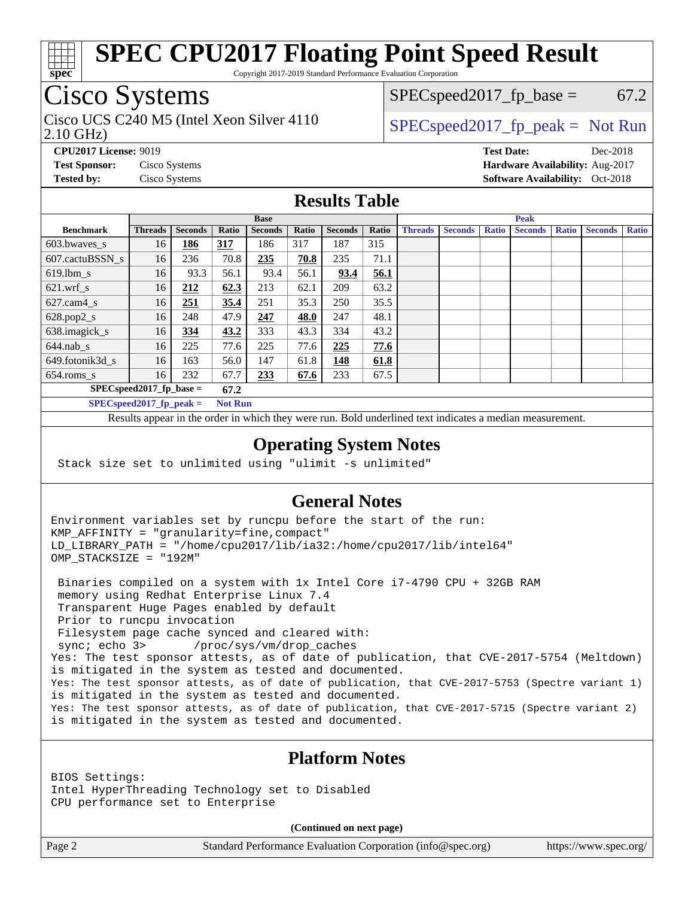# SPEC CPU2017 Floating Point Speed Result

Copyright 2017-2019 Standard Performance Evaluation Corporation

## Cisco Systems

Cisco UCS C240 M5 (Intel Xeon Silver 4110 2.10 GHz)

SPECspeed2017_fp_base = 67.2

SPECspeed2017_fp_peak = Not Run

**CPU2017 License:** 9019
**Test Sponsor:** Cisco Systems
**Tested by:** Cisco Systems

**Test Date:** Dec-2018
**Hardware Availability:** Aug-2017
**Software Availability:** Oct-2018

## Results Table

| Benchmark | Base | | | | | | | Peak | | | | | | |
|---|---|---|---|---|---|---|---|---|---|---|---|---|---|---|
| | Threads | Seconds | Ratio | Seconds | Ratio | Seconds | Ratio | Threads | Seconds | Ratio | Seconds | Ratio | Seconds | Ratio |
| 603.bwaves_s | 16 | **186** | **317** | 186 | 317 | 187 | 315 | | | | | | | |
| 607.cactuBSSN_s | 16 | 236 | 70.8 | **235** | **70.8** | 235 | 71.1 | | | | | | | |
| 619.lbm_s | 16 | 93.3 | 56.1 | 93.4 | 56.1 | **93.4** | **56.1** | | | | | | | |
| 621.wrf_s | 16 | **212** | **62.3** | 213 | 62.1 | 209 | 63.2 | | | | | | | |
| 627.cam4_s | 16 | **251** | **35.4** | 251 | 35.3 | 250 | 35.5 | | | | | | | |
| 628.pop2_s | 16 | 248 | 47.9 | **247** | **48.0** | 247 | 48.1 | | | | | | | |
| 638.imagick_s | 16 | **334** | **43.2** | 333 | 43.3 | 334 | 43.2 | | | | | | | |
| 644.nab_s | 16 | 225 | 77.6 | 225 | 77.6 | **225** | **77.6** | | | | | | | |
| 649.fotonik3d_s | 16 | 163 | 56.0 | 147 | 61.8 | **148** | **61.8** | | | | | | | |
| 654.roms_s | 16 | 232 | 67.7 | **233** | **67.6** | 233 | 67.5 | | | | | | | |

**SPECspeed2017_fp_base = 67.2**

**SPECspeed2017_fp_peak = Not Run**

Results appear in the order in which they were run. Bold underlined text indicates a median measurement.

## Operating System Notes

```
Stack size set to unlimited using "ulimit -s unlimited"
```

## General Notes

```
Environment variables set by runcpu before the start of the run:
KMP_AFFINITY = "granularity=fine,compact"
LD_LIBRARY_PATH = "/home/cpu2017/lib/ia32:/home/cpu2017/lib/intel64"
OMP_STACKSIZE = "192M"

 Binaries compiled on a system with 1x Intel Core i7-4790 CPU + 32GB RAM
 memory using Redhat Enterprise Linux 7.4
 Transparent Huge Pages enabled by default
 Prior to runcpu invocation
 Filesystem page cache synced and cleared with:
 sync; echo 3>       /proc/sys/vm/drop_caches
Yes: The test sponsor attests, as of date of publication, that CVE-2017-5754 (Meltdown)
is mitigated in the system as tested and documented.
Yes: The test sponsor attests, as of date of publication, that CVE-2017-5753 (Spectre variant 1)
is mitigated in the system as tested and documented.
Yes: The test sponsor attests, as of date of publication, that CVE-2017-5715 (Spectre variant 2)
is mitigated in the system as tested and documented.
```

## Platform Notes

```
BIOS Settings:
Intel HyperThreading Technology set to Disabled
CPU performance set to Enterprise
```

**(Continued on next page)**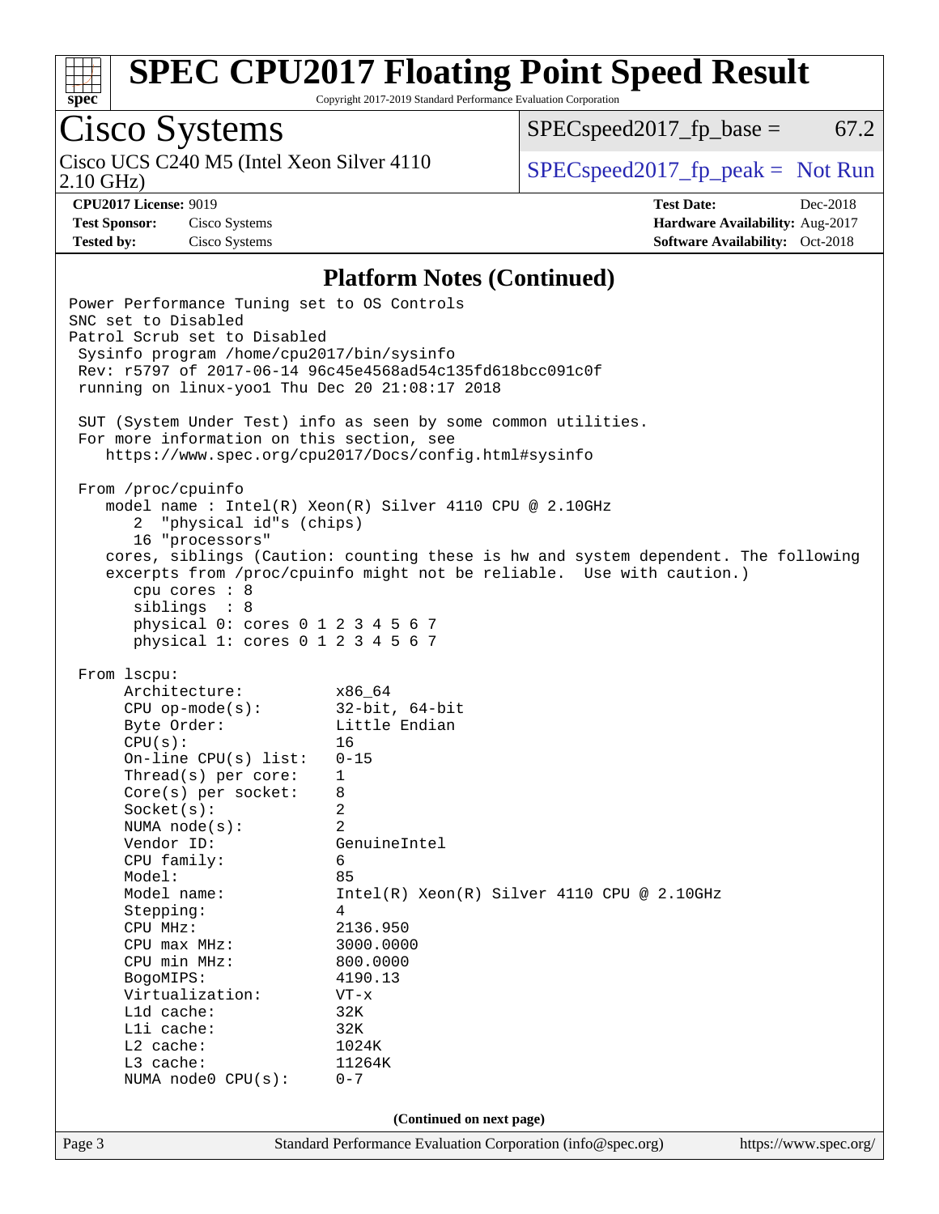# SPEC CPU2017 Floating Point Speed Result

Copyright 2017-2019 Standard Performance Evaluation Corporation

## Cisco Systems

Cisco UCS C240 M5 (Intel Xeon Silver 4110 2.10 GHz)

SPECspeed2017_fp_base = 67.2

SPECspeed2017_fp_peak = Not Run

**CPU2017 License:** 9019
**Test Sponsor:** Cisco Systems
**Tested by:** Cisco Systems

**Test Date:** Dec-2018
**Hardware Availability:** Aug-2017
**Software Availability:** Oct-2018

### Platform Notes (Continued)

```
Power Performance Tuning set to OS Controls
SNC set to Disabled
Patrol Scrub set to Disabled
 Sysinfo program /home/cpu2017/bin/sysinfo
 Rev: r5797 of 2017-06-14 96c45e4568ad54c135fd618bcc091c0f
 running on linux-yoo1 Thu Dec 20 21:08:17 2018

 SUT (System Under Test) info as seen by some common utilities.
 For more information on this section, see
    https://www.spec.org/cpu2017/Docs/config.html#sysinfo

 From /proc/cpuinfo
    model name : Intel(R) Xeon(R) Silver 4110 CPU @ 2.10GHz
       2  "physical id"s (chips)
       16 "processors"
    cores, siblings (Caution: counting these is hw and system dependent. The following
    excerpts from /proc/cpuinfo might not be reliable.  Use with caution.)
       cpu cores : 8
       siblings  : 8
       physical 0: cores 0 1 2 3 4 5 6 7
       physical 1: cores 0 1 2 3 4 5 6 7

 From lscpu:
      Architecture:          x86_64
      CPU op-mode(s):        32-bit, 64-bit
      Byte Order:            Little Endian
      CPU(s):                16
      On-line CPU(s) list:   0-15
      Thread(s) per core:    1
      Core(s) per socket:    8
      Socket(s):             2
      NUMA node(s):          2
      Vendor ID:             GenuineIntel
      CPU family:            6
      Model:                 85
      Model name:            Intel(R) Xeon(R) Silver 4110 CPU @ 2.10GHz
      Stepping:              4
      CPU MHz:               2136.950
      CPU max MHz:           3000.0000
      CPU min MHz:           800.0000
      BogoMIPS:              4190.13
      Virtualization:        VT-x
      L1d cache:             32K
      L1i cache:             32K
      L2 cache:              1024K
      L3 cache:              11264K
      NUMA node0 CPU(s):     0-7
```

(Continued on next page)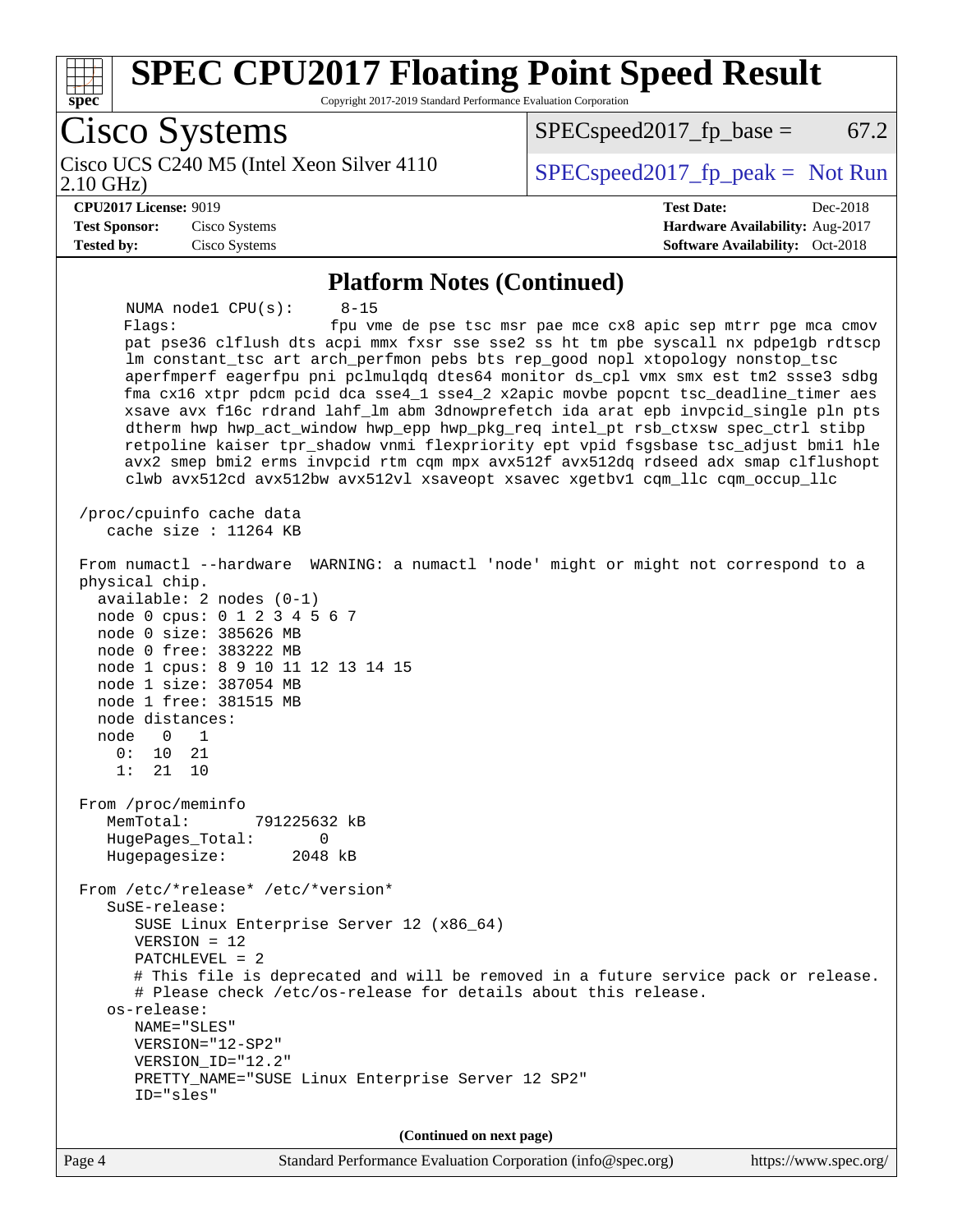# SPEC CPU2017 Floating Point Speed Result

Copyright 2017-2019 Standard Performance Evaluation Corporation

## Cisco Systems

Cisco UCS C240 M5 (Intel Xeon Silver 4110 2.10 GHz)

SPECspeed2017_fp_base = 67.2

SPECspeed2017_fp_peak = Not Run

**CPU2017 License:** 9019
**Test Sponsor:** Cisco Systems
**Tested by:** Cisco Systems

**Test Date:** Dec-2018
**Hardware Availability:** Aug-2017
**Software Availability:** Oct-2018

### Platform Notes (Continued)

```
     NUMA node1 CPU(s):     8-15
     Flags:                 fpu vme de pse tsc msr pae mce cx8 apic sep mtrr pge mca cmov
     pat pse36 clflush dts acpi mmx fxsr sse sse2 ss ht tm pbe syscall nx pdpe1gb rdtscp
     lm constant_tsc art arch_perfmon pebs bts rep_good nopl xtopology nonstop_tsc
     aperfmperf eagerfpu pni pclmulqdq dtes64 monitor ds_cpl vmx smx est tm2 ssse3 sdbg
     fma cx16 xtpr pdcm pcid dca sse4_1 sse4_2 x2apic movbe popcnt tsc_deadline_timer aes
     xsave avx f16c rdrand lahf_lm abm 3dnowprefetch ida arat epb invpcid_single pln pts
     dtherm hwp hwp_act_window hwp_epp hwp_pkg_req intel_pt rsb_ctxsw spec_ctrl stibp
     retpoline kaiser tpr_shadow vnmi flexpriority ept vpid fsgsbase tsc_adjust bmi1 hle
     avx2 smep bmi2 erms invpcid rtm cqm mpx avx512f avx512dq rdseed adx smap clflushopt
     clwb avx512cd avx512bw avx512vl xsaveopt xsavec xgetbv1 cqm_llc cqm_occup_llc

 /proc/cpuinfo cache data
    cache size : 11264 KB

 From numactl --hardware  WARNING: a numactl 'node' might or might not correspond to a
 physical chip.
   available: 2 nodes (0-1)
   node 0 cpus: 0 1 2 3 4 5 6 7
   node 0 size: 385626 MB
   node 0 free: 383222 MB
   node 1 cpus: 8 9 10 11 12 13 14 15
   node 1 size: 387054 MB
   node 1 free: 381515 MB
   node distances:
   node   0   1
     0:  10  21
     1:  21  10

 From /proc/meminfo
    MemTotal:       791225632 kB
    HugePages_Total:       0
    Hugepagesize:       2048 kB

 From /etc/*release* /etc/*version*
    SuSE-release:
       SUSE Linux Enterprise Server 12 (x86_64)
       VERSION = 12
       PATCHLEVEL = 2
       # This file is deprecated and will be removed in a future service pack or release.
       # Please check /etc/os-release for details about this release.
    os-release:
       NAME="SLES"
       VERSION="12-SP2"
       VERSION_ID="12.2"
       PRETTY_NAME="SUSE Linux Enterprise Server 12 SP2"
       ID="sles"
```

(Continued on next page)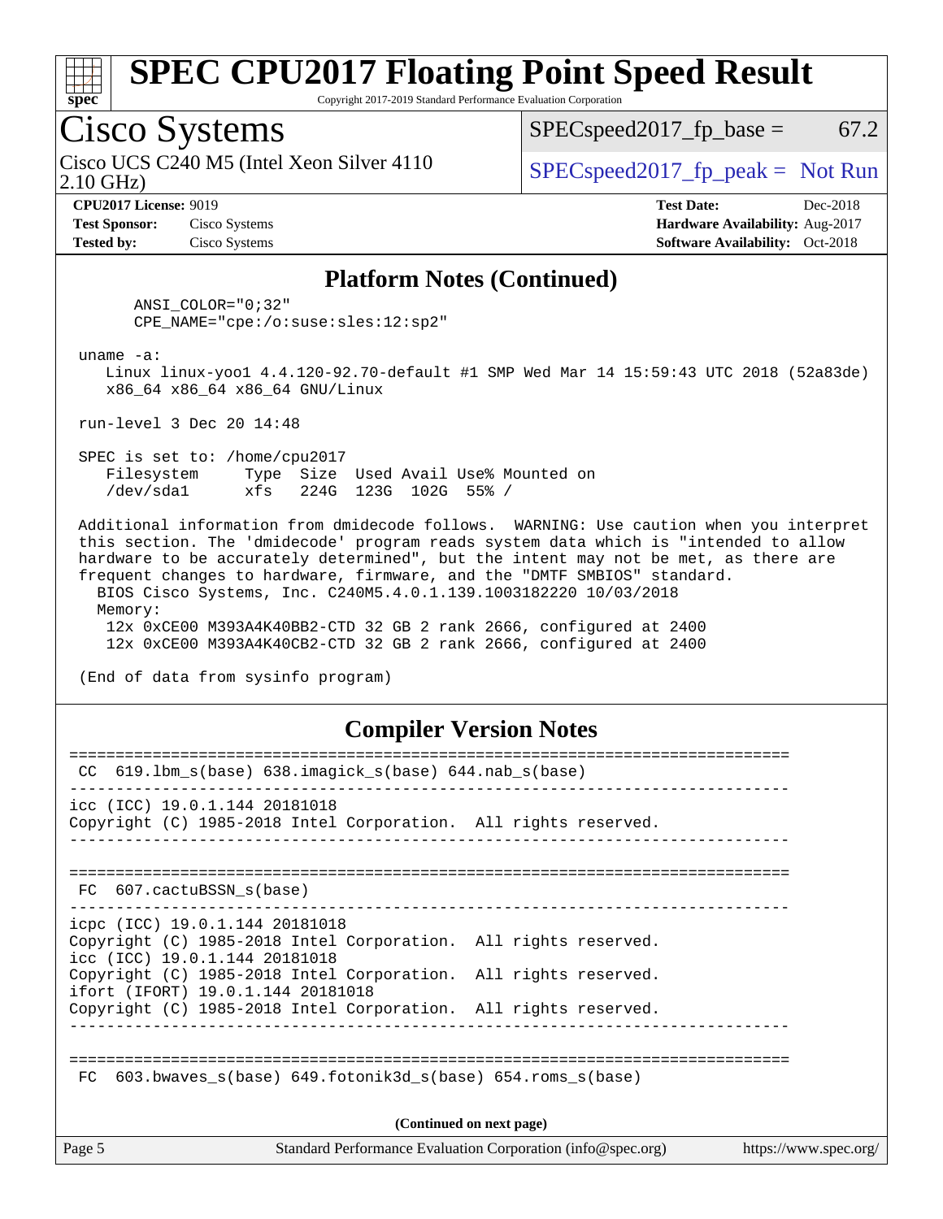## Platform Notes (Continued)

```
      ANSI_COLOR="0;32"
      CPE_NAME="cpe:/o:suse:sles:12:sp2"

 uname -a:
    Linux linux-yoo1 4.4.120-92.70-default #1 SMP Wed Mar 14 15:59:43 UTC 2018 (52a83de)
    x86_64 x86_64 x86_64 GNU/Linux

 run-level 3 Dec 20 14:48

 SPEC is set to: /home/cpu2017
    Filesystem     Type  Size  Used Avail Use% Mounted on
    /dev/sda1      xfs   224G  123G  102G  55% /

 Additional information from dmidecode follows.  WARNING: Use caution when you interpret
 this section. The 'dmidecode' program reads system data which is "intended to allow
 hardware to be accurately determined", but the intent may not be met, as there are
 frequent changes to hardware, firmware, and the "DMTF SMBIOS" standard.
   BIOS Cisco Systems, Inc. C240M5.4.0.1.139.1003182220 10/03/2018
   Memory:
     12x 0xCE00 M393A4K40BB2-CTD 32 GB 2 rank 2666, configured at 2400
     12x 0xCE00 M393A4K40CB2-CTD 32 GB 2 rank 2666, configured at 2400

 (End of data from sysinfo program)
```

## Compiler Version Notes

```
==============================================================================
 CC  619.lbm_s(base) 638.imagick_s(base) 644.nab_s(base)
------------------------------------------------------------------------------
icc (ICC) 19.0.1.144 20181018
Copyright (C) 1985-2018 Intel Corporation.  All rights reserved.
------------------------------------------------------------------------------

==============================================================================
 FC  607.cactuBSSN_s(base)
------------------------------------------------------------------------------
icpc (ICC) 19.0.1.144 20181018
Copyright (C) 1985-2018 Intel Corporation.  All rights reserved.
icc (ICC) 19.0.1.144 20181018
Copyright (C) 1985-2018 Intel Corporation.  All rights reserved.
ifort (IFORT) 19.0.1.144 20181018
Copyright (C) 1985-2018 Intel Corporation.  All rights reserved.
------------------------------------------------------------------------------

==============================================================================
 FC  603.bwaves_s(base) 649.fotonik3d_s(base) 654.roms_s(base)
```

(Continued on next page)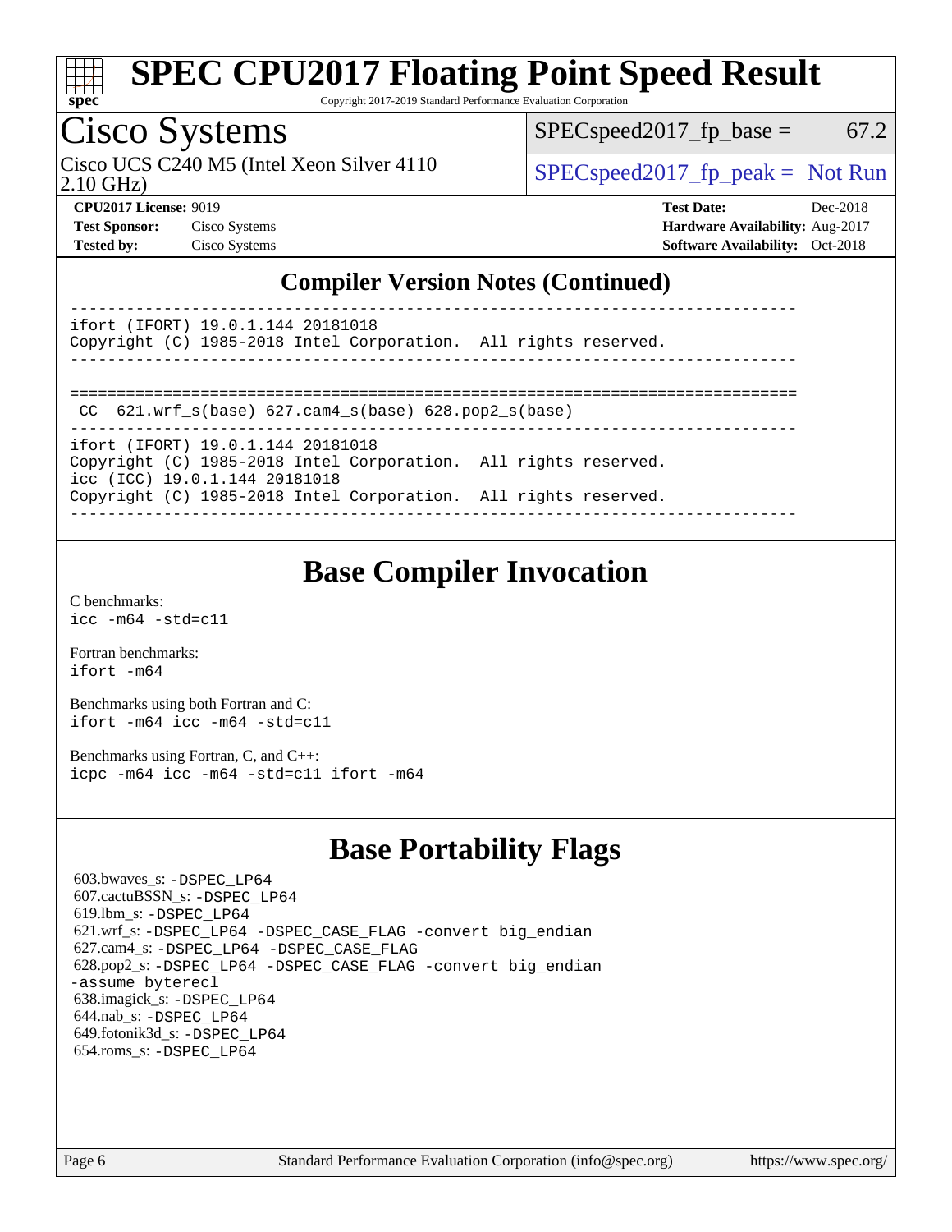# SPEC CPU2017 Floating Point Speed Result

Copyright 2017-2019 Standard Performance Evaluation Corporation

## Cisco Systems

Cisco UCS C240 M5 (Intel Xeon Silver 4110 2.10 GHz)

SPECspeed2017_fp_base = 67.2

SPECspeed2017_fp_peak = Not Run

**CPU2017 License:** 9019
**Test Sponsor:** Cisco Systems
**Tested by:** Cisco Systems

**Test Date:** Dec-2018
**Hardware Availability:** Aug-2017
**Software Availability:** Oct-2018

## Compiler Version Notes (Continued)

```
------------------------------------------------------------------------------
ifort (IFORT) 19.0.1.144 20181018
Copyright (C) 1985-2018 Intel Corporation.  All rights reserved.
------------------------------------------------------------------------------

==============================================================================
 CC  621.wrf_s(base) 627.cam4_s(base) 628.pop2_s(base)
------------------------------------------------------------------------------
ifort (IFORT) 19.0.1.144 20181018
Copyright (C) 1985-2018 Intel Corporation.  All rights reserved.
icc (ICC) 19.0.1.144 20181018
Copyright (C) 1985-2018 Intel Corporation.  All rights reserved.
------------------------------------------------------------------------------
```

## Base Compiler Invocation

C benchmarks:
`icc -m64 -std=c11`

Fortran benchmarks:
`ifort -m64`

Benchmarks using both Fortran and C:
`ifort -m64 icc -m64 -std=c11`

Benchmarks using Fortran, C, and C++:
`icpc -m64 icc -m64 -std=c11 ifort -m64`

## Base Portability Flags

603.bwaves_s: -DSPEC_LP64
607.cactuBSSN_s: -DSPEC_LP64
619.lbm_s: -DSPEC_LP64
621.wrf_s: -DSPEC_LP64 -DSPEC_CASE_FLAG -convert big_endian
627.cam4_s: -DSPEC_LP64 -DSPEC_CASE_FLAG
628.pop2_s: -DSPEC_LP64 -DSPEC_CASE_FLAG -convert big_endian -assume byterecl
638.imagick_s: -DSPEC_LP64
644.nab_s: -DSPEC_LP64
649.fotonik3d_s: -DSPEC_LP64
654.roms_s: -DSPEC_LP64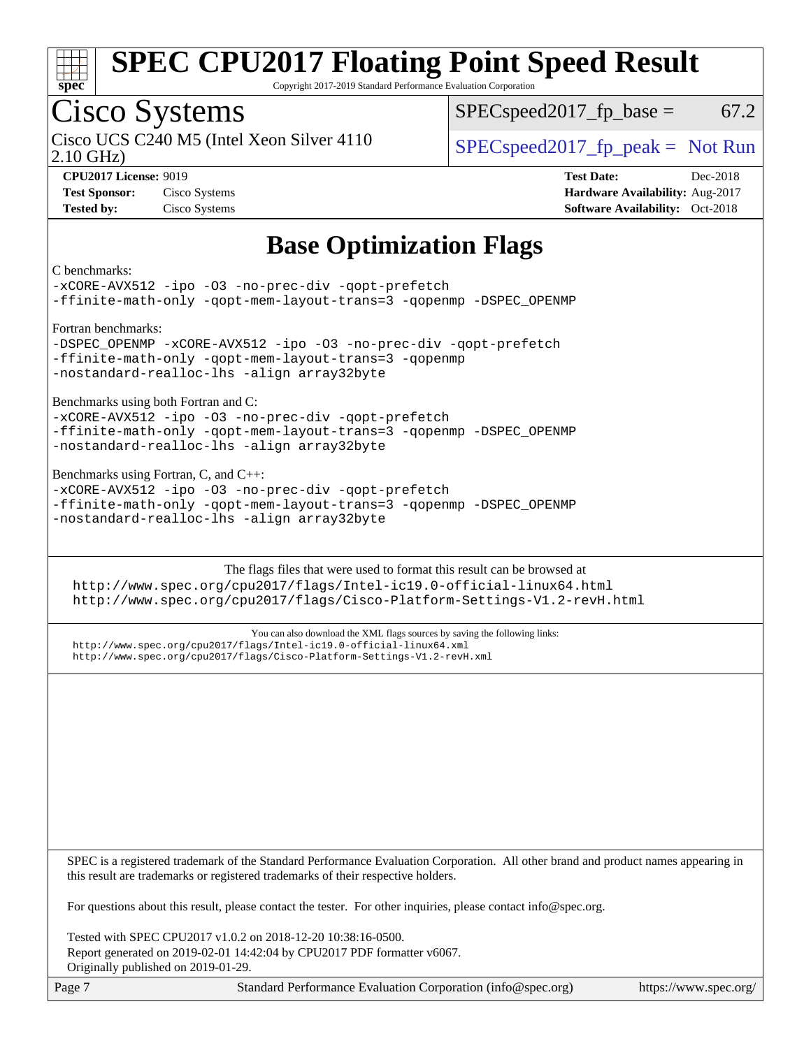# SPEC CPU2017 Floating Point Speed Result

Copyright 2017-2019 Standard Performance Evaluation Corporation

## Cisco Systems

Cisco UCS C240 M5 (Intel Xeon Silver 4110 2.10 GHz)

SPECspeed2017_fp_base = 67.2

SPECspeed2017_fp_peak = Not Run

**CPU2017 License:** 9019
**Test Sponsor:** Cisco Systems
**Tested by:** Cisco Systems

**Test Date:** Dec-2018
**Hardware Availability:** Aug-2017
**Software Availability:** Oct-2018

## Base Optimization Flags

C benchmarks:

```
-xCORE-AVX512 -ipo -O3 -no-prec-div -qopt-prefetch
-ffinite-math-only -qopt-mem-layout-trans=3 -qopenmp -DSPEC_OPENMP
```

Fortran benchmarks:

```
-DSPEC_OPENMP -xCORE-AVX512 -ipo -O3 -no-prec-div -qopt-prefetch
-ffinite-math-only -qopt-mem-layout-trans=3 -qopenmp
-nostandard-realloc-lhs -align array32byte
```

Benchmarks using both Fortran and C:

```
-xCORE-AVX512 -ipo -O3 -no-prec-div -qopt-prefetch
-ffinite-math-only -qopt-mem-layout-trans=3 -qopenmp -DSPEC_OPENMP
-nostandard-realloc-lhs -align array32byte
```

Benchmarks using Fortran, C, and C++:

```
-xCORE-AVX512 -ipo -O3 -no-prec-div -qopt-prefetch
-ffinite-math-only -qopt-mem-layout-trans=3 -qopenmp -DSPEC_OPENMP
-nostandard-realloc-lhs -align array32byte
```

The flags files that were used to format this result can be browsed at
http://www.spec.org/cpu2017/flags/Intel-ic19.0-official-linux64.html
http://www.spec.org/cpu2017/flags/Cisco-Platform-Settings-V1.2-revH.html

You can also download the XML flags sources by saving the following links:
http://www.spec.org/cpu2017/flags/Intel-ic19.0-official-linux64.xml
http://www.spec.org/cpu2017/flags/Cisco-Platform-Settings-V1.2-revH.xml

SPEC is a registered trademark of the Standard Performance Evaluation Corporation. All other brand and product names appearing in this result are trademarks or registered trademarks of their respective holders.

For questions about this result, please contact the tester. For other inquiries, please contact info@spec.org.

Tested with SPEC CPU2017 v1.0.2 on 2018-12-20 10:38:16-0500.
Report generated on 2019-02-01 14:42:04 by CPU2017 PDF formatter v6067.
Originally published on 2019-01-29.